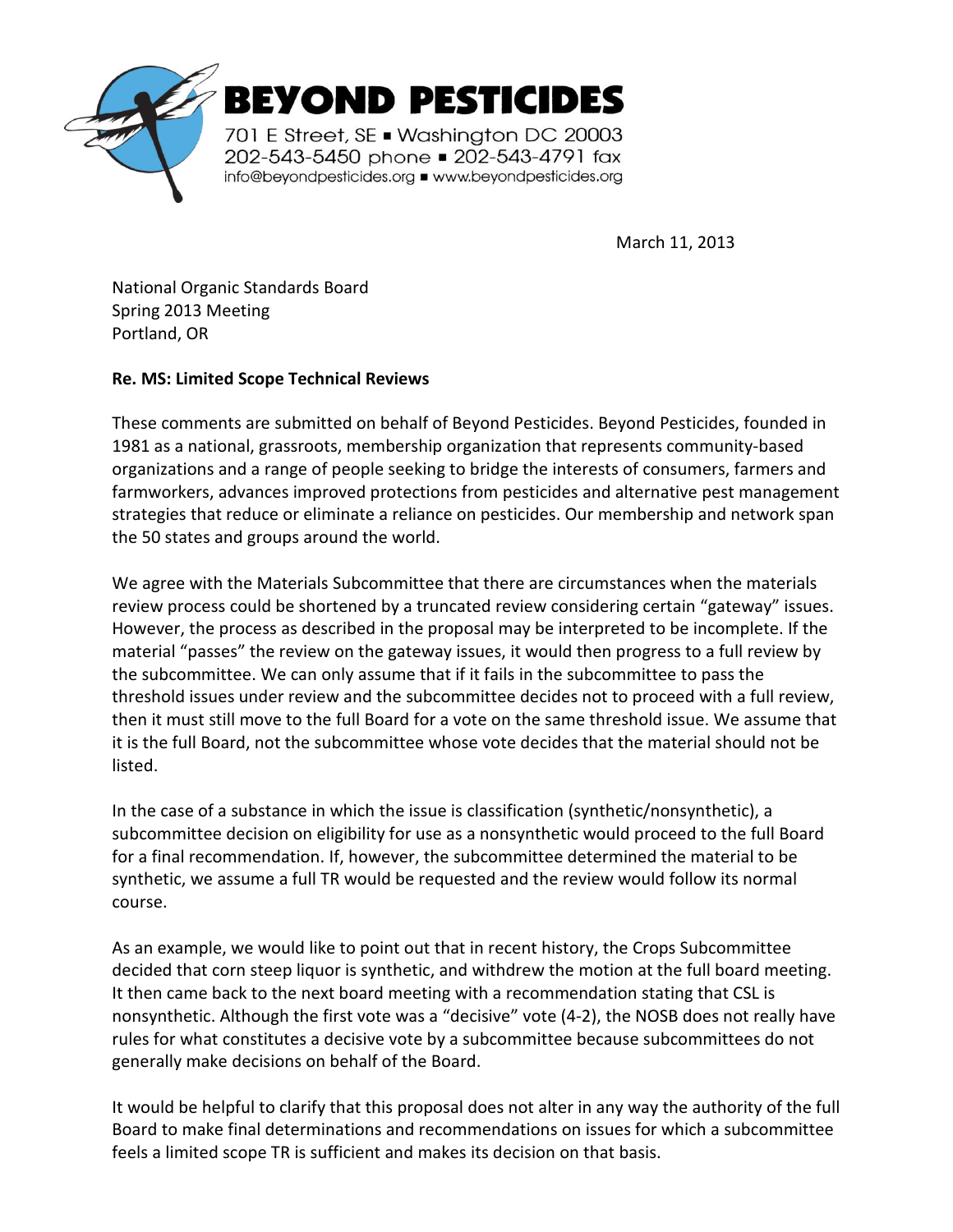# BEYOND PESTICIDES

701 E Street, SE ▪ Washington DC 20003
202-543-5450 phone ▪ 202-543-4791 fax
info@beyondpesticides.org ▪ www.beyondpesticides.org

March 11, 2013

National Organic Standards Board
Spring 2013 Meeting
Portland, OR

**Re. MS: Limited Scope Technical Reviews**

These comments are submitted on behalf of Beyond Pesticides. Beyond Pesticides, founded in 1981 as a national, grassroots, membership organization that represents community-based organizations and a range of people seeking to bridge the interests of consumers, farmers and farmworkers, advances improved protections from pesticides and alternative pest management strategies that reduce or eliminate a reliance on pesticides. Our membership and network span the 50 states and groups around the world.

We agree with the Materials Subcommittee that there are circumstances when the materials review process could be shortened by a truncated review considering certain "gateway" issues. However, the process as described in the proposal may be interpreted to be incomplete. If the material "passes" the review on the gateway issues, it would then progress to a full review by the subcommittee. We can only assume that if it fails in the subcommittee to pass the threshold issues under review and the subcommittee decides not to proceed with a full review, then it must still move to the full Board for a vote on the same threshold issue. We assume that it is the full Board, not the subcommittee whose vote decides that the material should not be listed.

In the case of a substance in which the issue is classification (synthetic/nonsynthetic), a subcommittee decision on eligibility for use as a nonsynthetic would proceed to the full Board for a final recommendation. If, however, the subcommittee determined the material to be synthetic, we assume a full TR would be requested and the review would follow its normal course.

As an example, we would like to point out that in recent history, the Crops Subcommittee decided that corn steep liquor is synthetic, and withdrew the motion at the full board meeting. It then came back to the next board meeting with a recommendation stating that CSL is nonsynthetic. Although the first vote was a "decisive" vote (4-2), the NOSB does not really have rules for what constitutes a decisive vote by a subcommittee because subcommittees do not generally make decisions on behalf of the Board.

It would be helpful to clarify that this proposal does not alter in any way the authority of the full Board to make final determinations and recommendations on issues for which a subcommittee feels a limited scope TR is sufficient and makes its decision on that basis.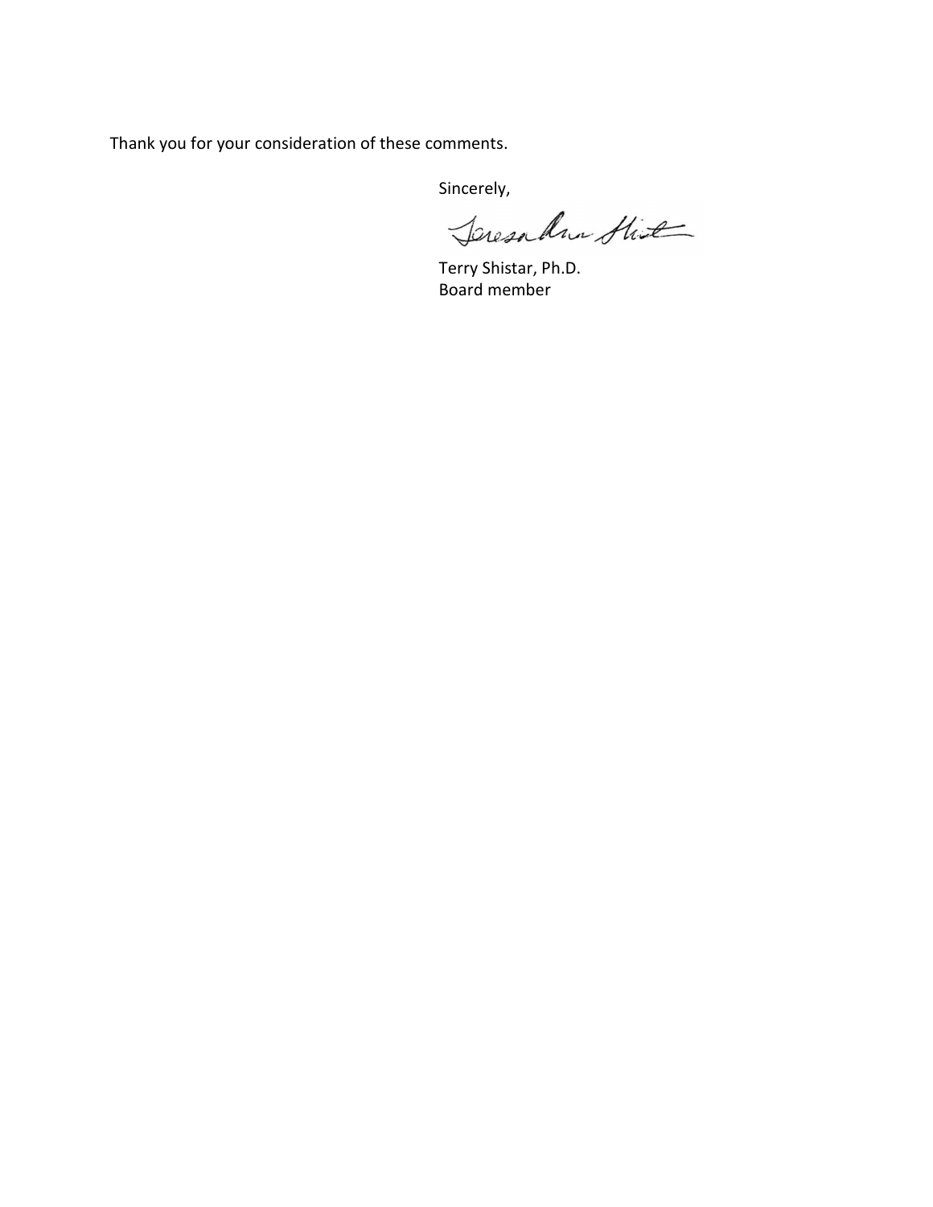Thank you for your consideration of these comments.

Sincerely,

Terry Shistar, Ph.D.
Board member